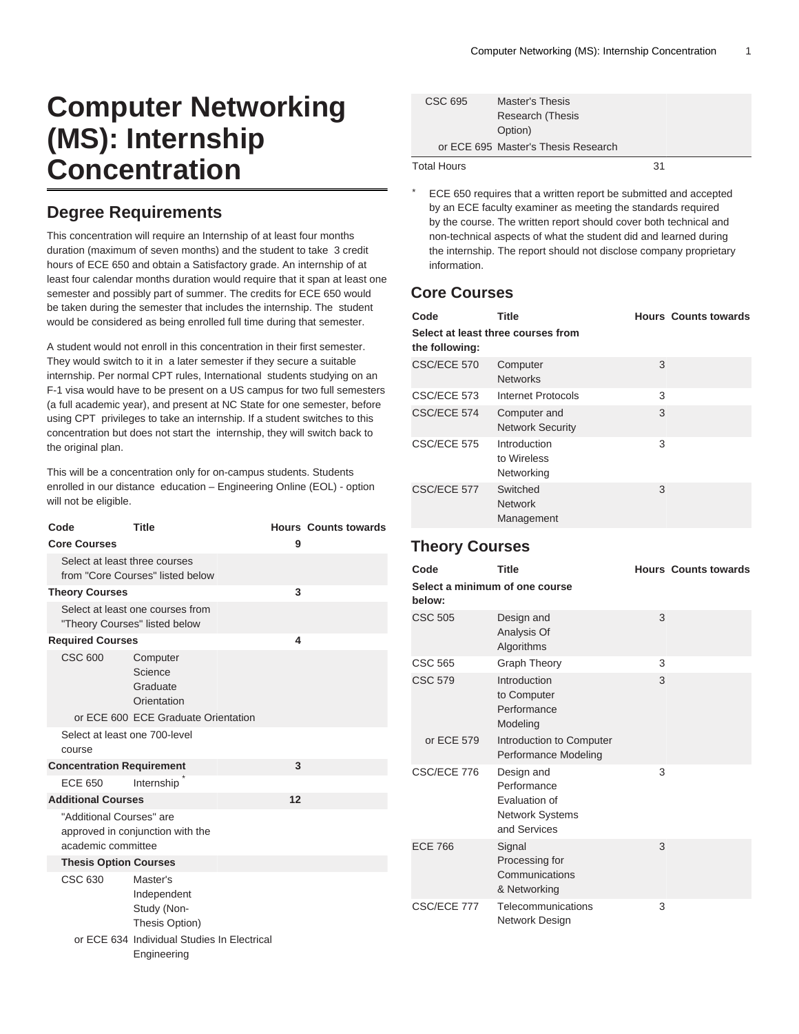# Computer Networking (MS): Internship Concentration

## Degree Requirements

This concentration will require an Internship of at least four months duration (maximum of seven months) and the student to take 3 credit hours of ECE 650 and obtain a Satisfactory grade. An internship of at least four calendar months duration would require that it span at least one semester and possibly part of summer. The credits for ECE 650 would be taken during the semester that includes the internship. The student would be considered as being enrolled full time during that semester.

A student would not enroll in this concentration in their first semester. They would switch to it in a later semester if they secure a suitable internship. Per normal CPT rules, International students studying on an F-1 visa would have to be present on a US campus for two full semesters (a full academic year), and present at NC State for one semester, before using CPT privileges to take an internship. If a student switches to this concentration but does not start the internship, they will switch back to the original plan.

This will be a concentration only for on-campus students. Students enrolled in our distance education – Engineering Online (EOL) - option will not be eligible.

| Code | Title | Hours | Counts towards |
|---|---|---|---|
| **Core Courses** | | 9 | |
| Select at least three courses from "Core Courses" listed below | | | |
| **Theory Courses** | | 3 | |
| Select at least one courses from "Theory Courses" listed below | | | |
| **Required Courses** | | 4 | |
| CSC 600 | Computer Science Graduate Orientation | | |
| or ECE 600 | ECE Graduate Orientation | | |
| Select at least one 700-level course | | | |
| **Concentration Requirement** | | 3 | |
| ECE 650 | Internship * | | |
| **Additional Courses** | | 12 | |
| "Additional Courses" are approved in conjunction with the academic committee | | | |
| **Thesis Option Courses** | | | |
| CSC 630 | Master's Independent Study (Non-Thesis Option) | | |
| or ECE 634 | Individual Studies In Electrical Engineering | | |
| CSC 695 | Master's Thesis Research (Thesis Option) | | |
| or ECE 695 | Master's Thesis Research | | |
| Total Hours | | 31 | |

\* ECE 650 requires that a written report be submitted and accepted by an ECE faculty examiner as meeting the standards required by the course. The written report should cover both technical and non-technical aspects of what the student did and learned during the internship. The report should not disclose company proprietary information.

## Core Courses

| Code | Title | Hours | Counts towards |
|---|---|---|---|
| **Select at least three courses from the following:** | | | |
| CSC/ECE 570 | Computer Networks | 3 | |
| CSC/ECE 573 | Internet Protocols | 3 | |
| CSC/ECE 574 | Computer and Network Security | 3 | |
| CSC/ECE 575 | Introduction to Wireless Networking | 3 | |
| CSC/ECE 577 | Switched Network Management | 3 | |

## Theory Courses

| Code | Title | Hours | Counts towards |
|---|---|---|---|
| **Select a minimum of one course below:** | | | |
| CSC 505 | Design and Analysis Of Algorithms | 3 | |
| CSC 565 | Graph Theory | 3 | |
| CSC 579 | Introduction to Computer Performance Modeling | 3 | |
| or ECE 579 | Introduction to Computer Performance Modeling | | |
| CSC/ECE 776 | Design and Performance Evaluation of Network Systems and Services | 3 | |
| ECE 766 | Signal Processing for Communications & Networking | 3 | |
| CSC/ECE 777 | Telecommunications Network Design | 3 | |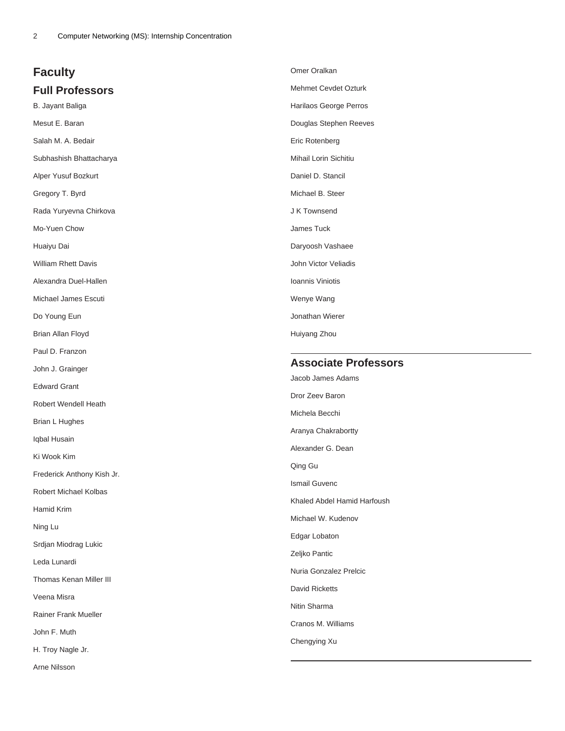## Faculty

### Full Professors

B. Jayant Baliga

Mesut E. Baran

Salah M. A. Bedair

Subhashish Bhattacharya

Alper Yusuf Bozkurt

Gregory T. Byrd

Rada Yuryevna Chirkova

Mo-Yuen Chow

Huaiyu Dai

William Rhett Davis

Alexandra Duel-Hallen

Michael James Escuti

Do Young Eun

Brian Allan Floyd

Paul D. Franzon

John J. Grainger

Edward Grant

Robert Wendell Heath

Brian L Hughes

Iqbal Husain

Ki Wook Kim

Frederick Anthony Kish Jr.

Robert Michael Kolbas

Hamid Krim

Ning Lu

Srdjan Miodrag Lukic

Leda Lunardi

Thomas Kenan Miller III

Veena Misra

Rainer Frank Mueller

John F. Muth

H. Troy Nagle Jr.

Arne Nilsson

Omer Oralkan

Mehmet Cevdet Ozturk

Harilaos George Perros

Douglas Stephen Reeves

Eric Rotenberg

Mihail Lorin Sichitiu

Daniel D. Stancil

Michael B. Steer

J K Townsend

James Tuck

Daryoosh Vashaee

John Victor Veliadis

Ioannis Viniotis

Wenye Wang

Jonathan Wierer

Huiyang Zhou

### Associate Professors

Jacob James Adams

Dror Zeev Baron

Michela Becchi

Aranya Chakrabortty

Alexander G. Dean

Qing Gu

Ismail Guvenc

Khaled Abdel Hamid Harfoush

Michael W. Kudenov

Edgar Lobaton

Zeljko Pantic

Nuria Gonzalez Prelcic

David Ricketts

Nitin Sharma

Cranos M. Williams

Chengying Xu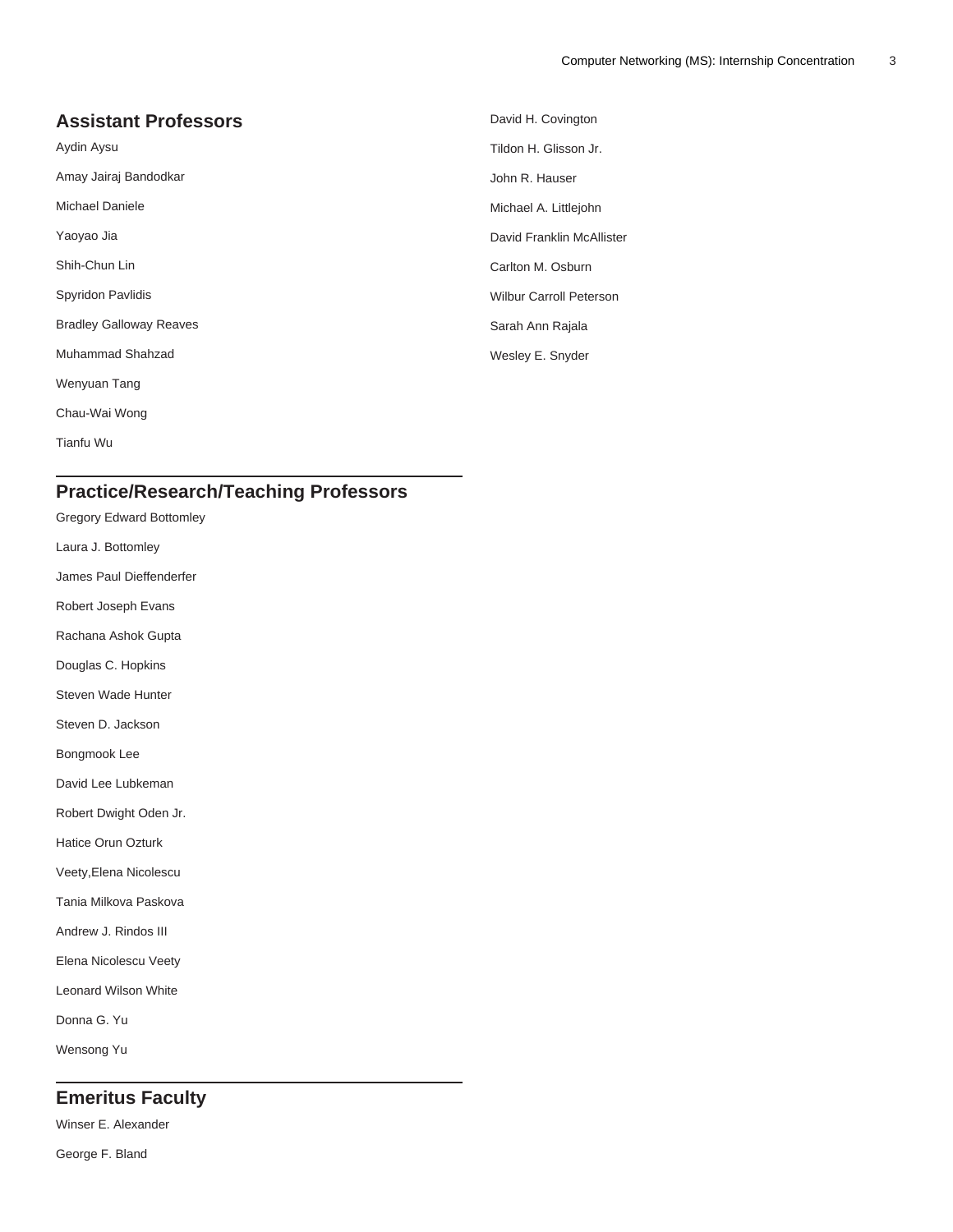## Assistant Professors

Aydin Aysu

Amay Jairaj Bandodkar

Michael Daniele

Yaoyao Jia

Shih-Chun Lin

Spyridon Pavlidis

Bradley Galloway Reaves

Muhammad Shahzad

Wenyuan Tang

Chau-Wai Wong

Tianfu Wu

## Practice/Research/Teaching Professors

Gregory Edward Bottomley

Laura J. Bottomley

James Paul Dieffenderfer

Robert Joseph Evans

Rachana Ashok Gupta

Douglas C. Hopkins

Steven Wade Hunter

Steven D. Jackson

Bongmook Lee

David Lee Lubkeman

Robert Dwight Oden Jr.

Hatice Orun Ozturk

Veety,Elena Nicolescu

Tania Milkova Paskova

Andrew J. Rindos III

Elena Nicolescu Veety

Leonard Wilson White

Donna G. Yu

Wensong Yu

## Emeritus Faculty

Winser E. Alexander

George F. Bland

David H. Covington

Tildon H. Glisson Jr.

John R. Hauser

Michael A. Littlejohn

David Franklin McAllister

Carlton M. Osburn

Wilbur Carroll Peterson

Sarah Ann Rajala

Wesley E. Snyder